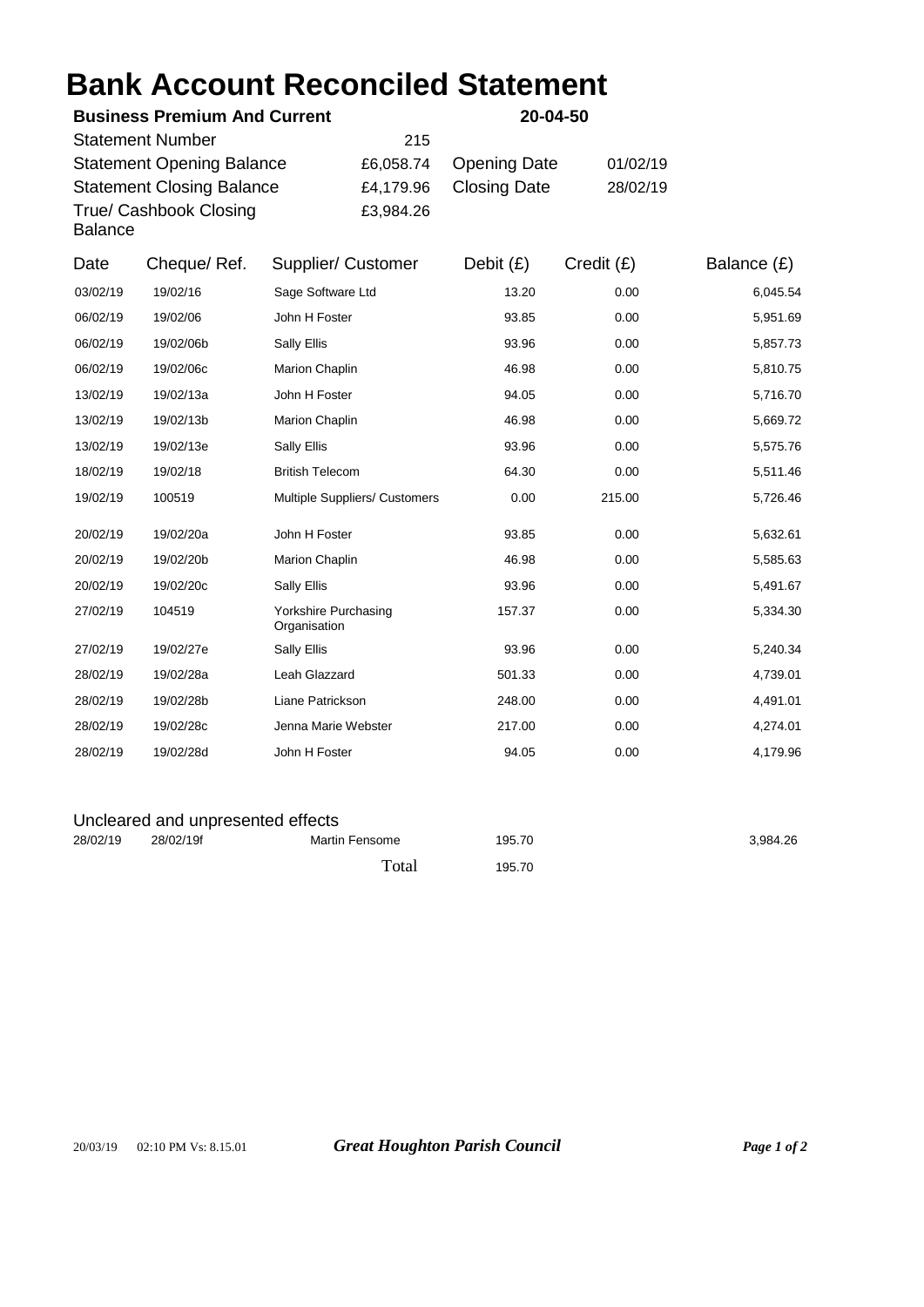# Bank Account Reconciled Statement

**Business Premium And Current** **20-04-50**

| | | | |
|---|---|---|---|
| Statement Number | 215 | | |
| Statement Opening Balance | £6,058.74 | Opening Date | 01/02/19 |
| Statement Closing Balance | £4,179.96 | Closing Date | 28/02/19 |
| True/ Cashbook Closing Balance | £3,984.26 | | |

| Date | Cheque/ Ref. | Supplier/ Customer | Debit (£) | Credit (£) | Balance (£) |
|---|---|---|---|---|---|
| 03/02/19 | 19/02/16 | Sage Software Ltd | 13.20 | 0.00 | 6,045.54 |
| 06/02/19 | 19/02/06 | John H Foster | 93.85 | 0.00 | 5,951.69 |
| 06/02/19 | 19/02/06b | Sally Ellis | 93.96 | 0.00 | 5,857.73 |
| 06/02/19 | 19/02/06c | Marion Chaplin | 46.98 | 0.00 | 5,810.75 |
| 13/02/19 | 19/02/13a | John H Foster | 94.05 | 0.00 | 5,716.70 |
| 13/02/19 | 19/02/13b | Marion Chaplin | 46.98 | 0.00 | 5,669.72 |
| 13/02/19 | 19/02/13e | Sally Ellis | 93.96 | 0.00 | 5,575.76 |
| 18/02/19 | 19/02/18 | British Telecom | 64.30 | 0.00 | 5,511.46 |
| 19/02/19 | 100519 | Multiple Suppliers/ Customers | 0.00 | 215.00 | 5,726.46 |
| 20/02/19 | 19/02/20a | John H Foster | 93.85 | 0.00 | 5,632.61 |
| 20/02/19 | 19/02/20b | Marion Chaplin | 46.98 | 0.00 | 5,585.63 |
| 20/02/19 | 19/02/20c | Sally Ellis | 93.96 | 0.00 | 5,491.67 |
| 27/02/19 | 104519 | Yorkshire Purchasing Organisation | 157.37 | 0.00 | 5,334.30 |
| 27/02/19 | 19/02/27e | Sally Ellis | 93.96 | 0.00 | 5,240.34 |
| 28/02/19 | 19/02/28a | Leah Glazzard | 501.33 | 0.00 | 4,739.01 |
| 28/02/19 | 19/02/28b | Liane Patrickson | 248.00 | 0.00 | 4,491.01 |
| 28/02/19 | 19/02/28c | Jenna Marie Webster | 217.00 | 0.00 | 4,274.01 |
| 28/02/19 | 19/02/28d | John H Foster | 94.05 | 0.00 | 4,179.96 |

## Uncleared and unpresented effects

| Date | Cheque/ Ref. | Supplier/ Customer | Debit (£) | Balance (£) |
|---|---|---|---|---|
| 28/02/19 | 28/02/19f | Martin Fensome | 195.70 | 3,984.26 |
| | | Total | 195.70 | |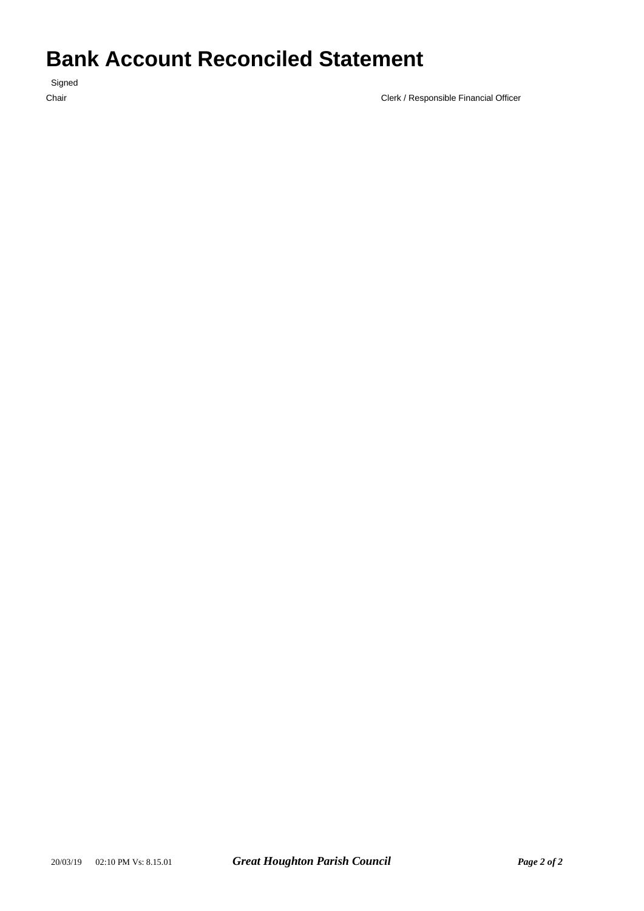# Bank Account Reconciled Statement

Signed

Chair

Clerk / Responsible Financial Officer